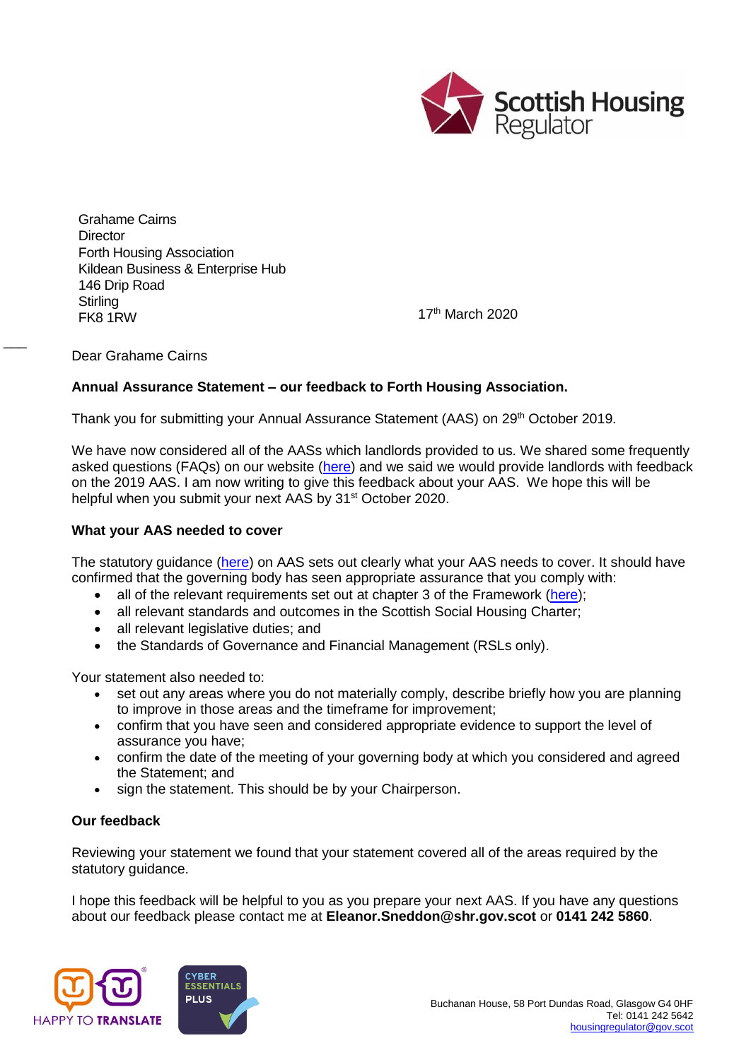Scottish Housing Regulator

Grahame Cairns
Director
Forth Housing Association
Kildean Business & Enterprise Hub
146 Drip Road
Stirling
FK8 1RW

17th March 2020

Dear Grahame Cairns

**Annual Assurance Statement – our feedback to Forth Housing Association.**

Thank you for submitting your Annual Assurance Statement (AAS) on 29th October 2019.

We have now considered all of the AASs which landlords provided to us. We shared some frequently asked questions (FAQs) on our website (here) and we said we would provide landlords with feedback on the 2019 AAS. I am now writing to give this feedback about your AAS. We hope this will be helpful when you submit your next AAS by 31st October 2020.

**What your AAS needed to cover**

The statutory guidance (here) on AAS sets out clearly what your AAS needs to cover. It should have confirmed that the governing body has seen appropriate assurance that you comply with:

- all of the relevant requirements set out at chapter 3 of the Framework (here);
- all relevant standards and outcomes in the Scottish Social Housing Charter;
- all relevant legislative duties; and
- the Standards of Governance and Financial Management (RSLs only).

Your statement also needed to:

- set out any areas where you do not materially comply, describe briefly how you are planning to improve in those areas and the timeframe for improvement;
- confirm that you have seen and considered appropriate evidence to support the level of assurance you have;
- confirm the date of the meeting of your governing body at which you considered and agreed the Statement; and
- sign the statement. This should be by your Chairperson.

**Our feedback**

Reviewing your statement we found that your statement covered all of the areas required by the statutory guidance.

I hope this feedback will be helpful to you as you prepare your next AAS. If you have any questions about our feedback please contact me at **Eleanor.Sneddon@shr.gov.scot** or **0141 242 5860**.

HAPPY TO TRANSLATE

CYBER ESSENTIALS PLUS

Buchanan House, 58 Port Dundas Road, Glasgow G4 0HF
Tel: 0141 242 5642
housingregulator@gov.scot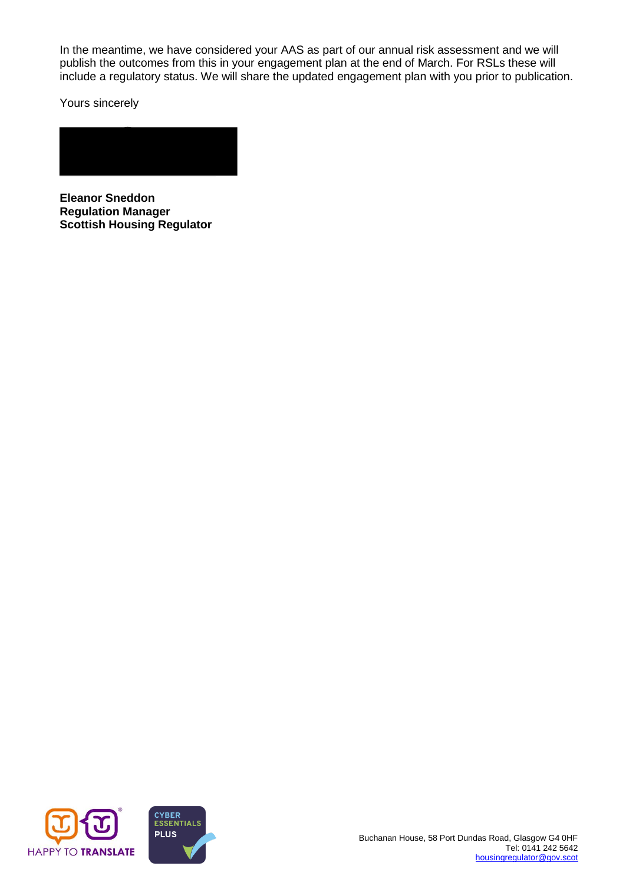In the meantime, we have considered your AAS as part of our annual risk assessment and we will publish the outcomes from this in your engagement plan at the end of March. For RSLs these will include a regulatory status. We will share the updated engagement plan with you prior to publication.

Yours sincerely

**Eleanor Sneddon**
**Regulation Manager**
**Scottish Housing Regulator**

HAPPY TO TRANSLATE

CYBER ESSENTIALS PLUS

Buchanan House, 58 Port Dundas Road, Glasgow G4 0HF
Tel: 0141 242 5642
housingregulator@gov.scot